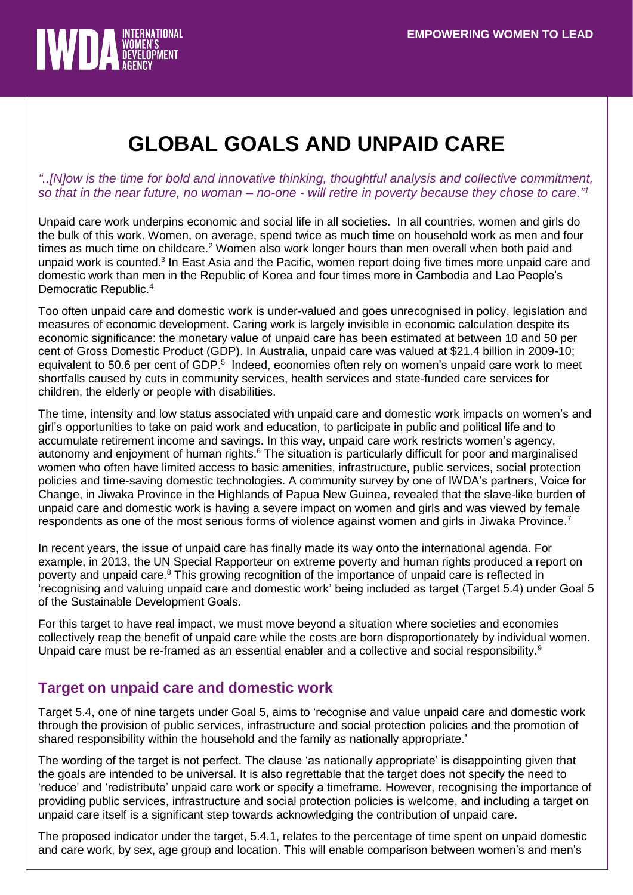# GLOBAL GOALS AND UNPAID CARE

*"..[N]ow is the time for bold and innovative thinking, thoughtful analysis and collective commitment, so that in the near future, no woman – no-one - will retire in poverty because they chose to care."[1]*

Unpaid care work underpins economic and social life in all societies. In all countries, women and girls do the bulk of this work. Women, on average, spend twice as much time on household work as men and four times as much time on childcare.[2] Women also work longer hours than men overall when both paid and unpaid work is counted.[3] In East Asia and the Pacific, women report doing five times more unpaid care and domestic work than men in the Republic of Korea and four times more in Cambodia and Lao People's Democratic Republic.[4]

Too often unpaid care and domestic work is under-valued and goes unrecognised in policy, legislation and measures of economic development. Caring work is largely invisible in economic calculation despite its economic significance: the monetary value of unpaid care has been estimated at between 10 and 50 per cent of Gross Domestic Product (GDP). In Australia, unpaid care was valued at $21.4 billion in 2009-10; equivalent to 50.6 per cent of GDP.[5] Indeed, economies often rely on women's unpaid care work to meet shortfalls caused by cuts in community services, health services and state-funded care services for children, the elderly or people with disabilities.

The time, intensity and low status associated with unpaid care and domestic work impacts on women's and girl's opportunities to take on paid work and education, to participate in public and political life and to accumulate retirement income and savings. In this way, unpaid care work restricts women's agency, autonomy and enjoyment of human rights.[6] The situation is particularly difficult for poor and marginalised women who often have limited access to basic amenities, infrastructure, public services, social protection policies and time-saving domestic technologies. A community survey by one of IWDA's partners, Voice for Change, in Jiwaka Province in the Highlands of Papua New Guinea, revealed that the slave-like burden of unpaid care and domestic work is having a severe impact on women and girls and was viewed by female respondents as one of the most serious forms of violence against women and girls in Jiwaka Province.[7]

In recent years, the issue of unpaid care has finally made its way onto the international agenda. For example, in 2013, the UN Special Rapporteur on extreme poverty and human rights produced a report on poverty and unpaid care.[8] This growing recognition of the importance of unpaid care is reflected in 'recognising and valuing unpaid care and domestic work' being included as target (Target 5.4) under Goal 5 of the Sustainable Development Goals.

For this target to have real impact, we must move beyond a situation where societies and economies collectively reap the benefit of unpaid care while the costs are born disproportionately by individual women. Unpaid care must be re-framed as an essential enabler and a collective and social responsibility.[9]

## Target on unpaid care and domestic work

Target 5.4, one of nine targets under Goal 5, aims to 'recognise and value unpaid care and domestic work through the provision of public services, infrastructure and social protection policies and the promotion of shared responsibility within the household and the family as nationally appropriate.'

The wording of the target is not perfect. The clause 'as nationally appropriate' is disappointing given that the goals are intended to be universal. It is also regrettable that the target does not specify the need to 'reduce' and 'redistribute' unpaid care work or specify a timeframe. However, recognising the importance of providing public services, infrastructure and social protection policies is welcome, and including a target on unpaid care itself is a significant step towards acknowledging the contribution of unpaid care.

The proposed indicator under the target, 5.4.1, relates to the percentage of time spent on unpaid domestic and care work, by sex, age group and location. This will enable comparison between women's and men's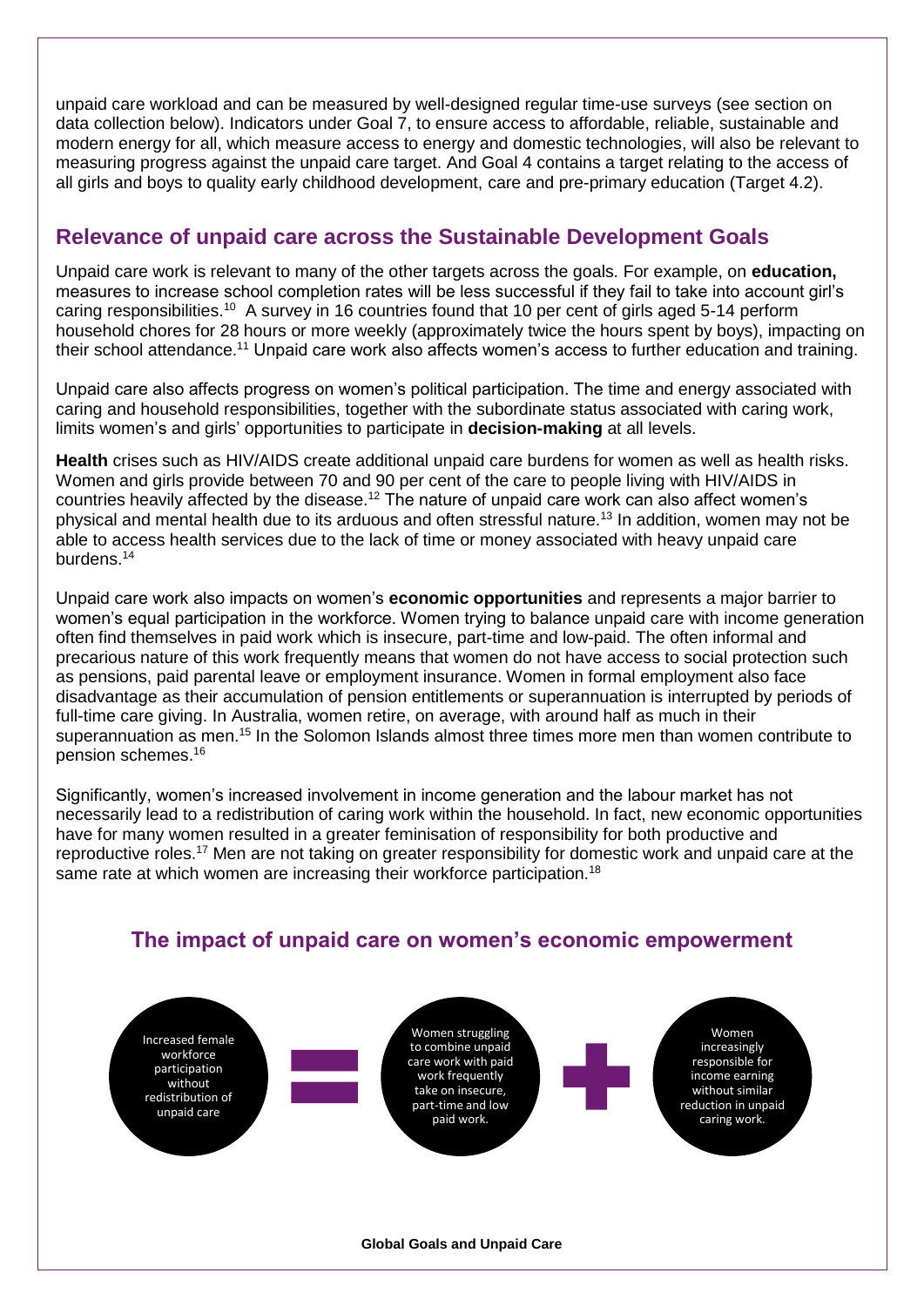unpaid care workload and can be measured by well-designed regular time-use surveys (see section on data collection below). Indicators under Goal 7, to ensure access to affordable, reliable, sustainable and modern energy for all, which measure access to energy and domestic technologies, will also be relevant to measuring progress against the unpaid care target. And Goal 4 contains a target relating to the access of all girls and boys to quality early childhood development, care and pre-primary education (Target 4.2).

## Relevance of unpaid care across the Sustainable Development Goals

Unpaid care work is relevant to many of the other targets across the goals. For example, on **education,** measures to increase school completion rates will be less successful if they fail to take into account girl's caring responsibilities.[10] A survey in 16 countries found that 10 per cent of girls aged 5-14 perform household chores for 28 hours or more weekly (approximately twice the hours spent by boys), impacting on their school attendance.[11] Unpaid care work also affects women's access to further education and training.

Unpaid care also affects progress on women's political participation. The time and energy associated with caring and household responsibilities, together with the subordinate status associated with caring work, limits women's and girls' opportunities to participate in **decision-making** at all levels.

**Health** crises such as HIV/AIDS create additional unpaid care burdens for women as well as health risks. Women and girls provide between 70 and 90 per cent of the care to people living with HIV/AIDS in countries heavily affected by the disease.[12] The nature of unpaid care work can also affect women's physical and mental health due to its arduous and often stressful nature.[13] In addition, women may not be able to access health services due to the lack of time or money associated with heavy unpaid care burdens.[14]

Unpaid care work also impacts on women's **economic opportunities** and represents a major barrier to women's equal participation in the workforce. Women trying to balance unpaid care with income generation often find themselves in paid work which is insecure, part-time and low-paid. The often informal and precarious nature of this work frequently means that women do not have access to social protection such as pensions, paid parental leave or employment insurance. Women in formal employment also face disadvantage as their accumulation of pension entitlements or superannuation is interrupted by periods of full-time care giving. In Australia, women retire, on average, with around half as much in their superannuation as men.[15] In the Solomon Islands almost three times more men than women contribute to pension schemes.[16]

Significantly, women's increased involvement in income generation and the labour market has not necessarily lead to a redistribution of caring work within the household. In fact, new economic opportunities have for many women resulted in a greater feminisation of responsibility for both productive and reproductive roles.[17] Men are not taking on greater responsibility for domestic work and unpaid care at the same rate at which women are increasing their workforce participation.[18]

## The impact of unpaid care on women's economic empowerment

Increased female workforce participation without redistribution of unpaid care = Women struggling to combine unpaid care work with paid work frequently take on insecure, part-time and low paid work. + Women increasingly responsible for income earning without similar reduction in unpaid caring work.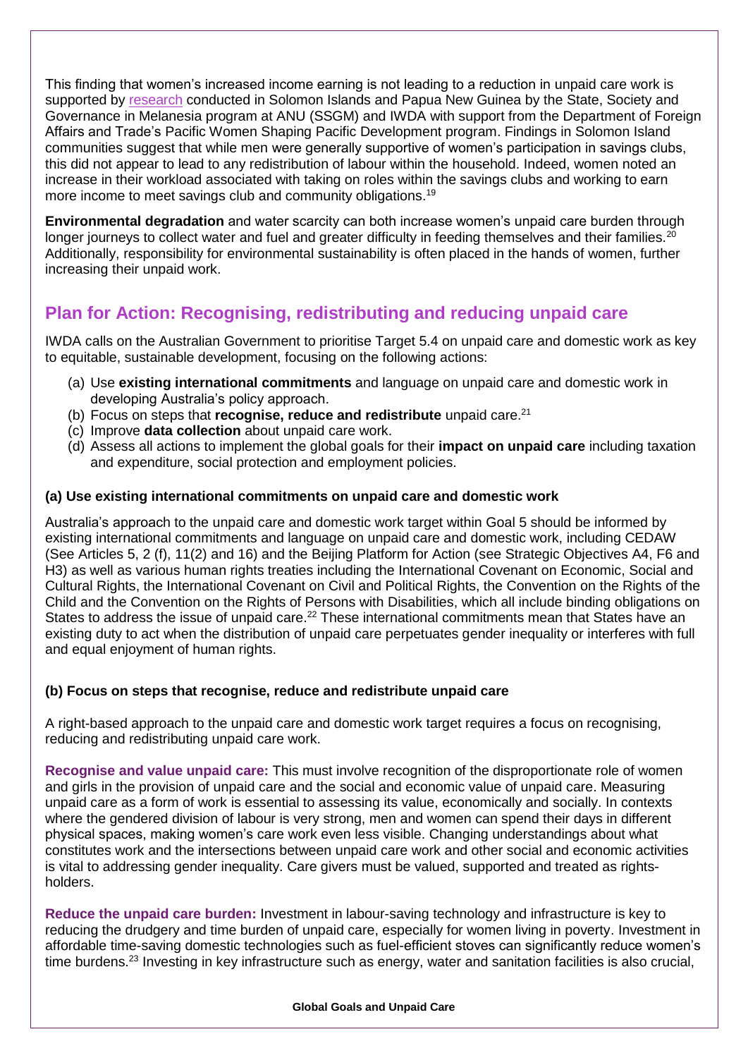This finding that women's increased income earning is not leading to a reduction in unpaid care work is supported by research conducted in Solomon Islands and Papua New Guinea by the State, Society and Governance in Melanesia program at ANU (SSGM) and IWDA with support from the Department of Foreign Affairs and Trade's Pacific Women Shaping Pacific Development program. Findings in Solomon Island communities suggest that while men were generally supportive of women's participation in savings clubs, this did not appear to lead to any redistribution of labour within the household. Indeed, women noted an increase in their workload associated with taking on roles within the savings clubs and working to earn more income to meet savings club and community obligations.[19]

**Environmental degradation** and water scarcity can both increase women's unpaid care burden through longer journeys to collect water and fuel and greater difficulty in feeding themselves and their families.[20] Additionally, responsibility for environmental sustainability is often placed in the hands of women, further increasing their unpaid work.

## Plan for Action: Recognising, redistributing and reducing unpaid care

IWDA calls on the Australian Government to prioritise Target 5.4 on unpaid care and domestic work as key to equitable, sustainable development, focusing on the following actions:

(a) Use **existing international commitments** and language on unpaid care and domestic work in developing Australia's policy approach.
(b) Focus on steps that **recognise, reduce and redistribute** unpaid care.[21]
(c) Improve **data collection** about unpaid care work.
(d) Assess all actions to implement the global goals for their **impact on unpaid care** including taxation and expenditure, social protection and employment policies.

### (a) Use existing international commitments on unpaid care and domestic work

Australia's approach to the unpaid care and domestic work target within Goal 5 should be informed by existing international commitments and language on unpaid care and domestic work, including CEDAW (See Articles 5, 2 (f), 11(2) and 16) and the Beijing Platform for Action (see Strategic Objectives A4, F6 and H3) as well as various human rights treaties including the International Covenant on Economic, Social and Cultural Rights, the International Covenant on Civil and Political Rights, the Convention on the Rights of the Child and the Convention on the Rights of Persons with Disabilities, which all include binding obligations on States to address the issue of unpaid care.[22] These international commitments mean that States have an existing duty to act when the distribution of unpaid care perpetuates gender inequality or interferes with full and equal enjoyment of human rights.

### (b) Focus on steps that recognise, reduce and redistribute unpaid care

A right-based approach to the unpaid care and domestic work target requires a focus on recognising, reducing and redistributing unpaid care work.

**Recognise and value unpaid care:** This must involve recognition of the disproportionate role of women and girls in the provision of unpaid care and the social and economic value of unpaid care. Measuring unpaid care as a form of work is essential to assessing its value, economically and socially. In contexts where the gendered division of labour is very strong, men and women can spend their days in different physical spaces, making women's care work even less visible. Changing understandings about what constitutes work and the intersections between unpaid care work and other social and economic activities is vital to addressing gender inequality. Care givers must be valued, supported and treated as rights-holders.

**Reduce the unpaid care burden:** Investment in labour-saving technology and infrastructure is key to reducing the drudgery and time burden of unpaid care, especially for women living in poverty. Investment in affordable time-saving domestic technologies such as fuel-efficient stoves can significantly reduce women's time burdens.[23] Investing in key infrastructure such as energy, water and sanitation facilities is also crucial,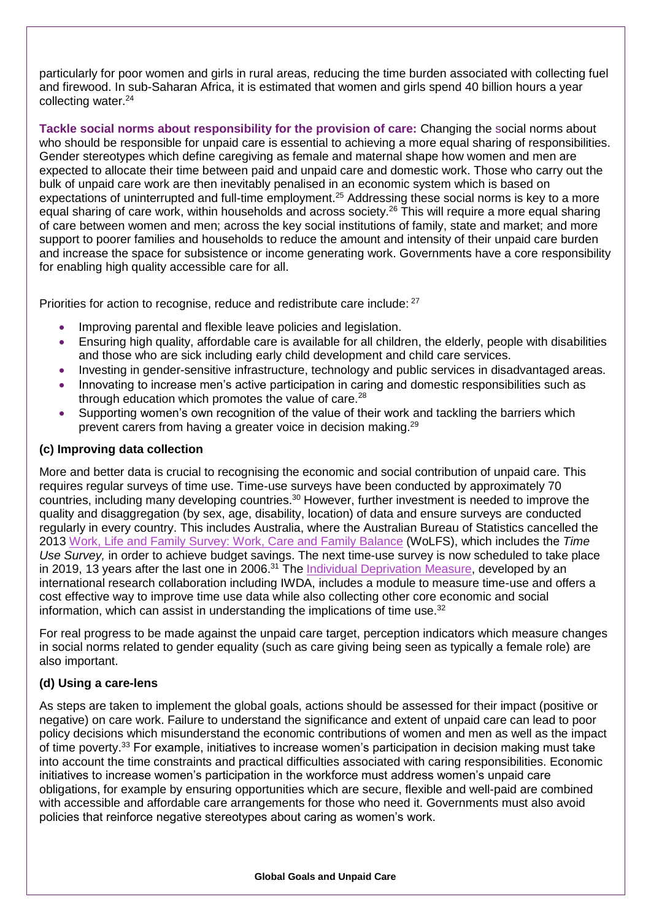particularly for poor women and girls in rural areas, reducing the time burden associated with collecting fuel and firewood. In sub-Saharan Africa, it is estimated that women and girls spend 40 billion hours a year collecting water.[24]

**Tackle social norms about responsibility for the provision of care:** Changing the social norms about who should be responsible for unpaid care is essential to achieving a more equal sharing of responsibilities. Gender stereotypes which define caregiving as female and maternal shape how women and men are expected to allocate their time between paid and unpaid care and domestic work. Those who carry out the bulk of unpaid care work are then inevitably penalised in an economic system which is based on expectations of uninterrupted and full-time employment.[25] Addressing these social norms is key to a more equal sharing of care work, within households and across society.[26] This will require a more equal sharing of care between women and men; across the key social institutions of family, state and market; and more support to poorer families and households to reduce the amount and intensity of their unpaid care burden and increase the space for subsistence or income generating work. Governments have a core responsibility for enabling high quality accessible care for all.

Priorities for action to recognise, reduce and redistribute care include: [27]

- Improving parental and flexible leave policies and legislation.
- Ensuring high quality, affordable care is available for all children, the elderly, people with disabilities and those who are sick including early child development and child care services.
- Investing in gender-sensitive infrastructure, technology and public services in disadvantaged areas.
- Innovating to increase men's active participation in caring and domestic responsibilities such as through education which promotes the value of care.[28]
- Supporting women's own recognition of the value of their work and tackling the barriers which prevent carers from having a greater voice in decision making.[29]

### (c) Improving data collection

More and better data is crucial to recognising the economic and social contribution of unpaid care. This requires regular surveys of time use. Time-use surveys have been conducted by approximately 70 countries, including many developing countries.[30] However, further investment is needed to improve the quality and disaggregation (by sex, age, disability, location) of data and ensure surveys are conducted regularly in every country. This includes Australia, where the Australian Bureau of Statistics cancelled the 2013 Work, Life and Family Survey: Work, Care and Family Balance (WoLFS), which includes the *Time Use Survey,* in order to achieve budget savings. The next time-use survey is now scheduled to take place in 2019, 13 years after the last one in 2006.[31] The Individual Deprivation Measure, developed by an international research collaboration including IWDA, includes a module to measure time-use and offers a cost effective way to improve time use data while also collecting other core economic and social information, which can assist in understanding the implications of time use.[32]

For real progress to be made against the unpaid care target, perception indicators which measure changes in social norms related to gender equality (such as care giving being seen as typically a female role) are also important.

### (d) Using a care-lens

As steps are taken to implement the global goals, actions should be assessed for their impact (positive or negative) on care work. Failure to understand the significance and extent of unpaid care can lead to poor policy decisions which misunderstand the economic contributions of women and men as well as the impact of time poverty.[33] For example, initiatives to increase women's participation in decision making must take into account the time constraints and practical difficulties associated with caring responsibilities. Economic initiatives to increase women's participation in the workforce must address women's unpaid care obligations, for example by ensuring opportunities which are secure, flexible and well-paid are combined with accessible and affordable care arrangements for those who need it. Governments must also avoid policies that reinforce negative stereotypes about caring as women's work.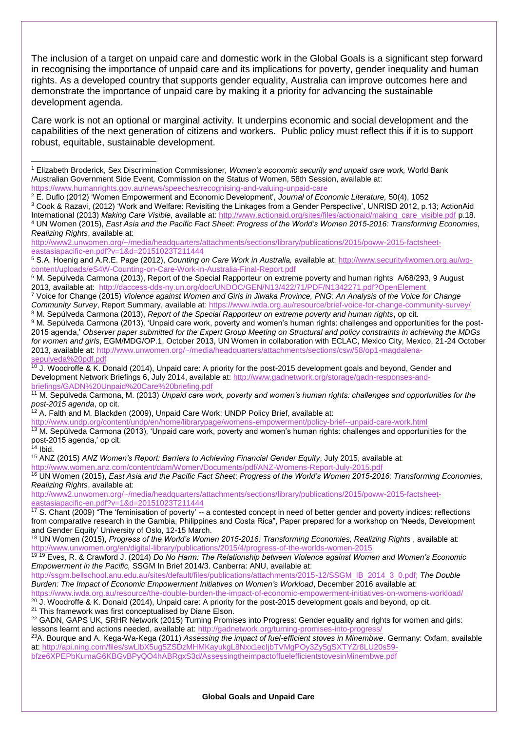The inclusion of a target on unpaid care and domestic work in the Global Goals is a significant step forward in recognising the importance of unpaid care and its implications for poverty, gender inequality and human rights. As a developed country that supports gender equality, Australia can improve outcomes here and demonstrate the importance of unpaid care by making it a priority for advancing the sustainable development agenda.

Care work is not an optional or marginal activity. It underpins economic and social development and the capabilities of the next generation of citizens and workers. Public policy must reflect this if it is to support robust, equitable, sustainable development.

---

[1] Elizabeth Broderick, Sex Discrimination Commissioner, *Women's economic security and unpaid care work,* World Bank /Australian Government Side Event*,* Commission on the Status of Women, 58th Session, available at: https://www.humanrights.gov.au/news/speeches/recognising-and-valuing-unpaid-care

[2] E. Duflo (2012) 'Women Empowerment and Economic Development', *Journal of Economic Literature,* 50(4), 1052

[3] Cook & Razavi, (2012) 'Work and Welfare: Revisiting the Linkages from a Gender Perspective', UNRISD 2012, p.13; ActionAid International (2013) *Making Care Visible,* available at: http://www.actionaid.org/sites/files/actionaid/making_care_visible.pdf p.18.

[4] UN Women (2015), *East Asia and the Pacific Fact Sheet*: *Progress of the World's Women 2015-2016: Transforming Economies, Realizing Rights*, available at: http://www2.unwomen.org/~/media/headquarters/attachments/sections/library/publications/2015/poww-2015-factsheet-eastasiapacific-en.pdf?v=1&d=20151023T211444

[5] S.A. Hoenig and A.R.E. Page (2012), *Counting on Care Work in Australia,* available at: http://www.security4women.org.au/wp-content/uploads/eS4W-Counting-on-Care-Work-in-Australia-Final-Report.pdf

[6] M. Sepúlveda Carmona (2013), Report of the Special Rapporteur on extreme poverty and human rights A/68/293, 9 August 2013, available at: http://daccess-dds-ny.un.org/doc/UNDOC/GEN/N13/422/71/PDF/N1342271.pdf?OpenElement

[7] Voice for Change (2015) *Violence against Women and Girls in Jiwaka Province, PNG: An Analysis of the Voice for Change Community Survey*, Report Summary, available at: https://www.iwda.org.au/resource/brief-voice-for-change-community-survey/

[8] M. Sepúlveda Carmona (2013), *Report of the Special Rapporteur on extreme poverty and human rights*, op cit.

[9] M. Sepúlveda Carmona (2013), 'Unpaid care work, poverty and women's human rights: challenges and opportunities for the post-2015 agenda,' *Observer paper submitted for the Expert Group Meeting on Structural and policy constraints in achieving the MDGs for women and girls*, EGM/MDG/OP.1, October 2013, UN Women in collaboration with ECLAC, Mexico City, Mexico, 21-24 October 2013, available at: http://www.unwomen.org/~/media/headquarters/attachments/sections/csw/58/op1-magdalena-sepulveda%20pdf.pdf

[10] J. Woodroffe & K. Donald (2014), Unpaid care: A priority for the post-2015 development goals and beyond, Gender and Development Network Briefings 6, July 2014, available at: http://www.gadnetwork.org/storage/gadn-responses-and-briefings/GADN%20Unpaid%20Care%20briefing.pdf

[11] M. Sepúlveda Carmona, M. (2013) *Unpaid care work, poverty and women's human rights: challenges and opportunities for the post-2015 agenda*, op cit.

[12] A. Falth and M. Blackden (2009), Unpaid Care Work: UNDP Policy Brief, available at: http://www.undp.org/content/undp/en/home/librarypage/womens-empowerment/policy-brief--unpaid-care-work.html

[13] M. Sepúlveda Carmona (2013), 'Unpaid care work, poverty and women's human rights: challenges and opportunities for the post-2015 agenda,' op cit.

[14] Ibid.

[15] ANZ (2015) *ANZ Women's Report: Barriers to Achieving Financial Gender Equity*, July 2015, available at: http://www.women.anz.com/content/dam/Women/Documents/pdf/ANZ-Womens-Report-July-2015.pdf

[16] UN Women (2015), *East Asia and the Pacific Fact Sheet*: *Progress of the World's Women 2015-2016: Transforming Economies, Realizing Rights*, available at: http://www2.unwomen.org/~/media/headquarters/attachments/sections/library/publications/2015/poww-2015-factsheet-eastasiapacific-en.pdf?v=1&d=20151023T211444

[17] S. Chant (2009) "The 'feminisation of poverty' -- a contested concept in need of better gender and poverty indices: reflections from comparative research in the Gambia, Philippines and Costa Rica", Paper prepared for a workshop on 'Needs, Development and Gender Equity' University of Oslo, 12-15 March.

[18] UN Women (2015), *Progress of the World's Women 2015-2016: Transforming Economies, Realizing Rights* , available at: http://www.unwomen.org/en/digital-library/publications/2015/4/progress-of-the-worlds-women-2015

[19] [19] Eves, R. & Crawford J. (2014) *Do No Harm: The Relationship between Violence against Women and Women's Economic Empowerment in the Pacific,* SSGM In Brief 2014/3. Canberra: ANU, available at: http://ssgm.bellschool.anu.edu.au/sites/default/files/publications/attachments/2015-12/SSGM_IB_2014_3_0.pdf; *The Double Burden: The Impact of Economic Empowerment Initiatives on Women's Workload*, December 2016 available at: https://www.iwda.org.au/resource/the-double-burden-the-impact-of-economic-empowerment-initiatives-on-womens-workload/

[20] J. Woodroffe & K. Donald (2014), Unpaid care: A priority for the post-2015 development goals and beyond, op cit.

[21] This framework was first conceptualised by Diane Elson.

[22] GADN, GAPS UK, SRHR Network (2015) Turning Promises into Progress: Gender equality and rights for women and girls: lessons learnt and actions needed, available at: http://gadnetwork.org/turning-promises-into-progress/

[23] A. Bourque and A. Kega-Wa-Kega (2011) *Assessing the impact of fuel-efficient stoves in Minembwe*. Germany: Oxfam, available at: http://api.ning.com/files/swLlbX5ug5ZSDzMHMKayukgL8Nxx1ecIjbTVMgPOy3Zy5gSXTYZr8LU20s59-bfze6XPEPbKumaG6KBGvBPyQO4hABRgxS3d/AssessingtheimpactoffuelefficientstovesinMinembwe.pdf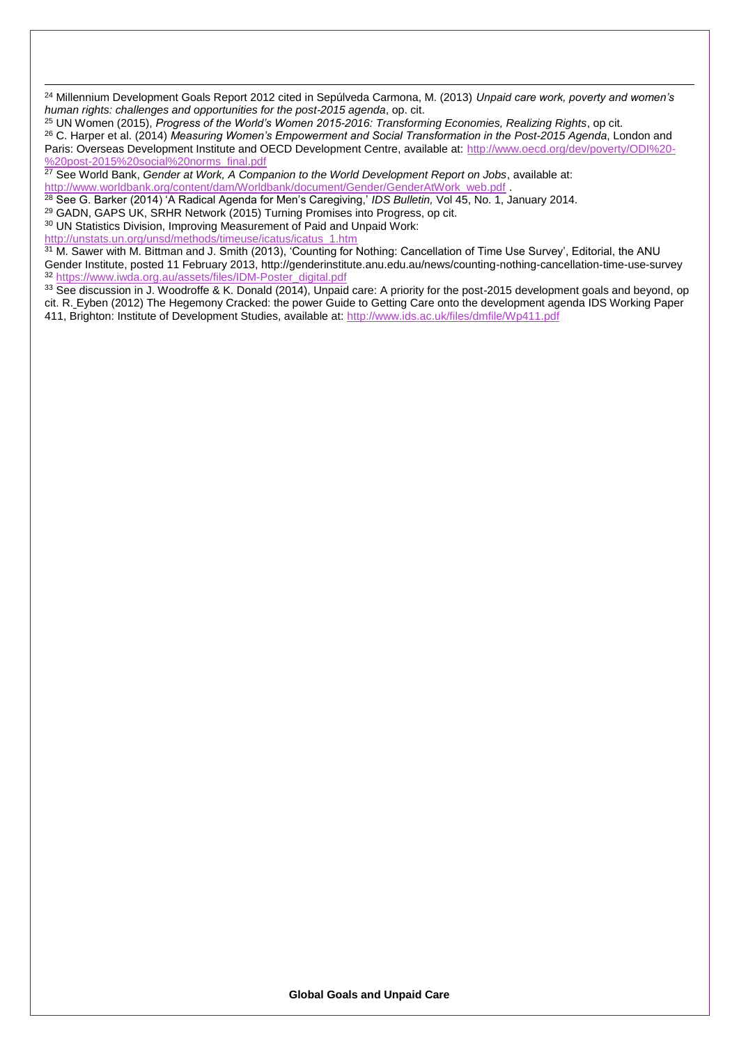[24] Millennium Development Goals Report 2012 cited in Sepúlveda Carmona, M. (2013) *Unpaid care work, poverty and women's human rights: challenges and opportunities for the post-2015 agenda*, op. cit.

[25] UN Women (2015), *Progress of the World's Women 2015-2016: Transforming Economies, Realizing Rights*, op cit.

[26] C. Harper et al. (2014) *Measuring Women's Empowerment and Social Transformation in the Post-2015 Agenda*, London and Paris: Overseas Development Institute and OECD Development Centre, available at: http://www.oecd.org/dev/poverty/ODI%20-%20post-2015%20social%20norms_final.pdf

[27] See World Bank, *Gender at Work, A Companion to the World Development Report on Jobs*, available at: http://www.worldbank.org/content/dam/Worldbank/document/Gender/GenderAtWork_web.pdf .

[28] See G. Barker (2014) 'A Radical Agenda for Men's Caregiving,' *IDS Bulletin,* Vol 45, No. 1, January 2014.

[29] GADN, GAPS UK, SRHR Network (2015) Turning Promises into Progress, op cit.

[30] UN Statistics Division, Improving Measurement of Paid and Unpaid Work: http://unstats.un.org/unsd/methods/timeuse/icatus/icatus_1.htm

[31] M. Sawer with M. Bittman and J. Smith (2013), 'Counting for Nothing: Cancellation of Time Use Survey', Editorial, the ANU Gender Institute, posted 11 February 2013, http://genderinstitute.anu.edu.au/news/counting-nothing-cancellation-time-use-survey

[32] https://www.iwda.org.au/assets/files/IDM-Poster_digital.pdf

[33] See discussion in J. Woodroffe & K. Donald (2014), Unpaid care: A priority for the post-2015 development goals and beyond, op cit. R. Eyben (2012) The Hegemony Cracked: the power Guide to Getting Care onto the development agenda IDS Working Paper 411, Brighton: Institute of Development Studies, available at: http://www.ids.ac.uk/files/dmfile/Wp411.pdf